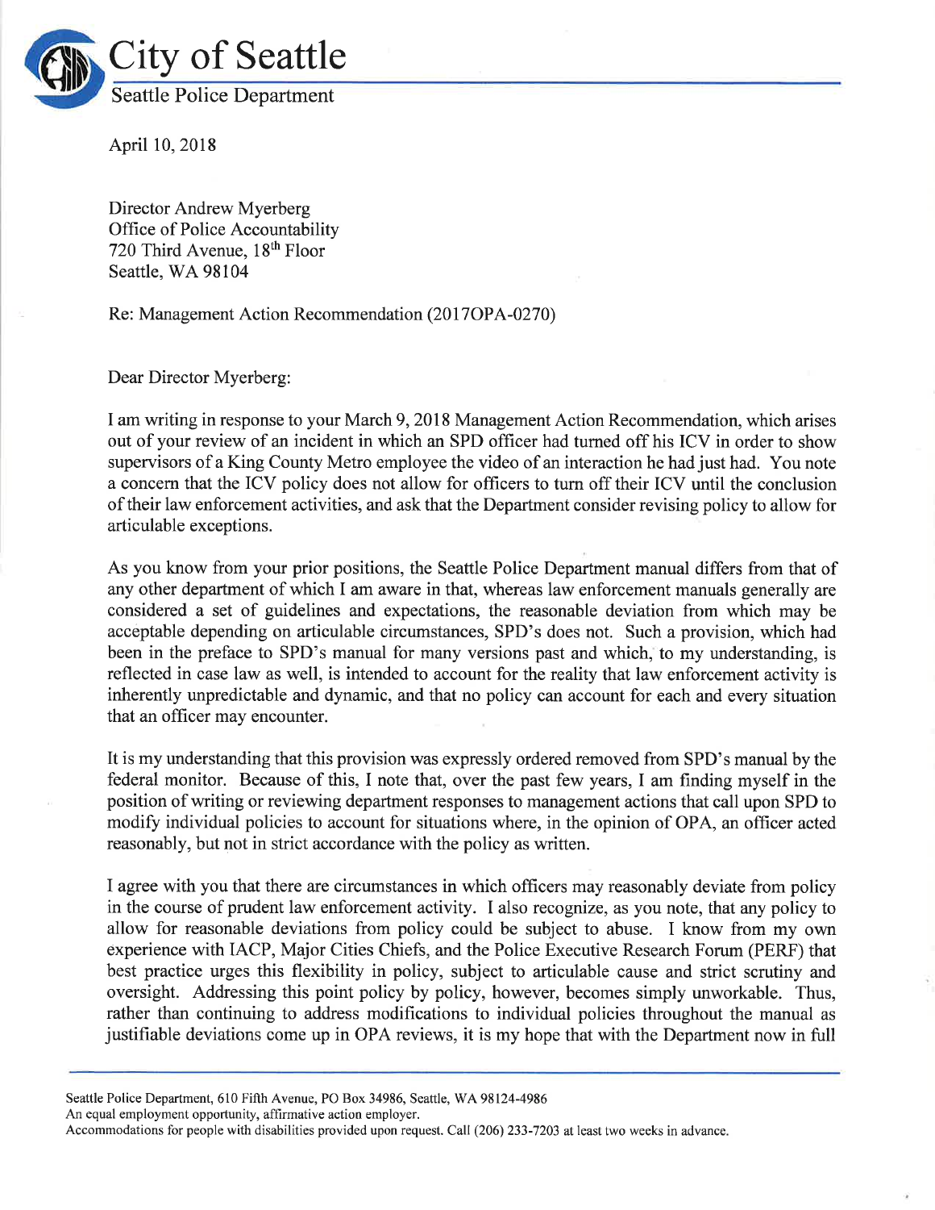# City of Seattle

Seattle Police Department

April 10, 2018

Director Andrew Myerberg
Office of Police Accountability
720 Third Avenue, 18th Floor
Seattle, WA 98104

Re: Management Action Recommendation (2017OPA-0270)

Dear Director Myerberg:

I am writing in response to your March 9, 2018 Management Action Recommendation, which arises out of your review of an incident in which an SPD officer had turned off his ICV in order to show supervisors of a King County Metro employee the video of an interaction he had just had. You note a concern that the ICV policy does not allow for officers to turn off their ICV until the conclusion of their law enforcement activities, and ask that the Department consider revising policy to allow for articulable exceptions.

As you know from your prior positions, the Seattle Police Department manual differs from that of any other department of which I am aware in that, whereas law enforcement manuals generally are considered a set of guidelines and expectations, the reasonable deviation from which may be acceptable depending on articulable circumstances, SPD's does not. Such a provision, which had been in the preface to SPD's manual for many versions past and which, to my understanding, is reflected in case law as well, is intended to account for the reality that law enforcement activity is inherently unpredictable and dynamic, and that no policy can account for each and every situation that an officer may encounter.

It is my understanding that this provision was expressly ordered removed from SPD's manual by the federal monitor. Because of this, I note that, over the past few years, I am finding myself in the position of writing or reviewing department responses to management actions that call upon SPD to modify individual policies to account for situations where, in the opinion of OPA, an officer acted reasonably, but not in strict accordance with the policy as written.

I agree with you that there are circumstances in which officers may reasonably deviate from policy in the course of prudent law enforcement activity. I also recognize, as you note, that any policy to allow for reasonable deviations from policy could be subject to abuse. I know from my own experience with IACP, Major Cities Chiefs, and the Police Executive Research Forum (PERF) that best practice urges this flexibility in policy, subject to articulable cause and strict scrutiny and oversight. Addressing this point policy by policy, however, becomes simply unworkable. Thus, rather than continuing to address modifications to individual policies throughout the manual as justifiable deviations come up in OPA reviews, it is my hope that with the Department now in full

Seattle Police Department, 610 Fifth Avenue, PO Box 34986, Seattle, WA 98124-4986
An equal employment opportunity, affirmative action employer.
Accommodations for people with disabilities provided upon request. Call (206) 233-7203 at least two weeks in advance.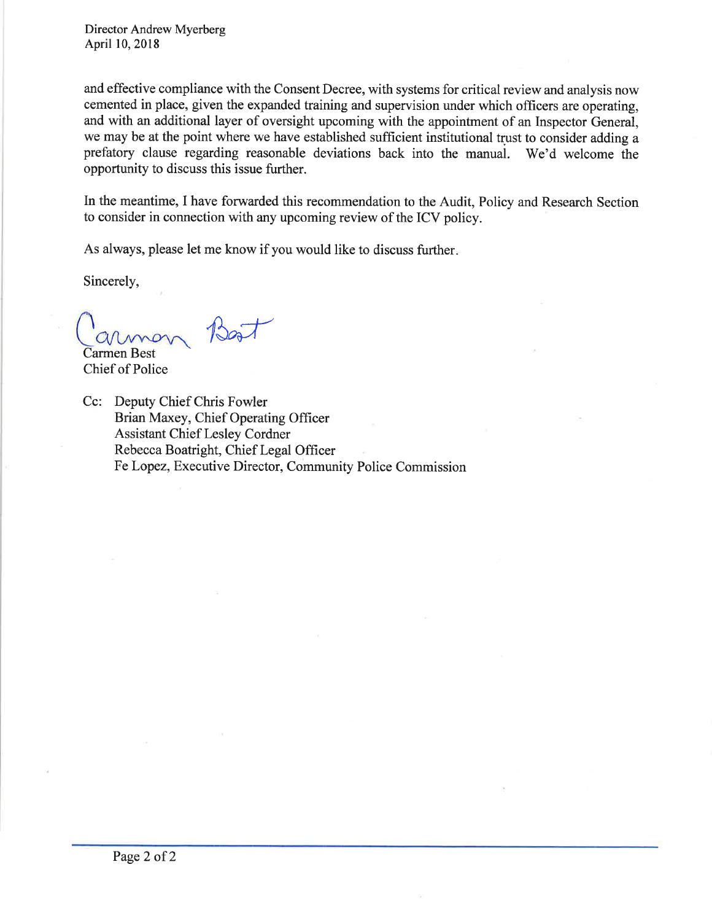and effective compliance with the Consent Decree, with systems for critical review and analysis now cemented in place, given the expanded training and supervision under which officers are operating, and with an additional layer of oversight upcoming with the appointment of an Inspector General, we may be at the point where we have established sufficient institutional trust to consider adding a prefatory clause regarding reasonable deviations back into the manual. We'd welcome the opportunity to discuss this issue further.

In the meantime, I have forwarded this recommendation to the Audit, Policy and Research Section to consider in connection with any upcoming review of the ICV policy.

As always, please let me know if you would like to discuss further.

Sincerely,

Carmen Best
Chief of Police

Cc: Deputy Chief Chris Fowler
Brian Maxey, Chief Operating Officer
Assistant Chief Lesley Cordner
Rebecca Boatright, Chief Legal Officer
Fe Lopez, Executive Director, Community Police Commission